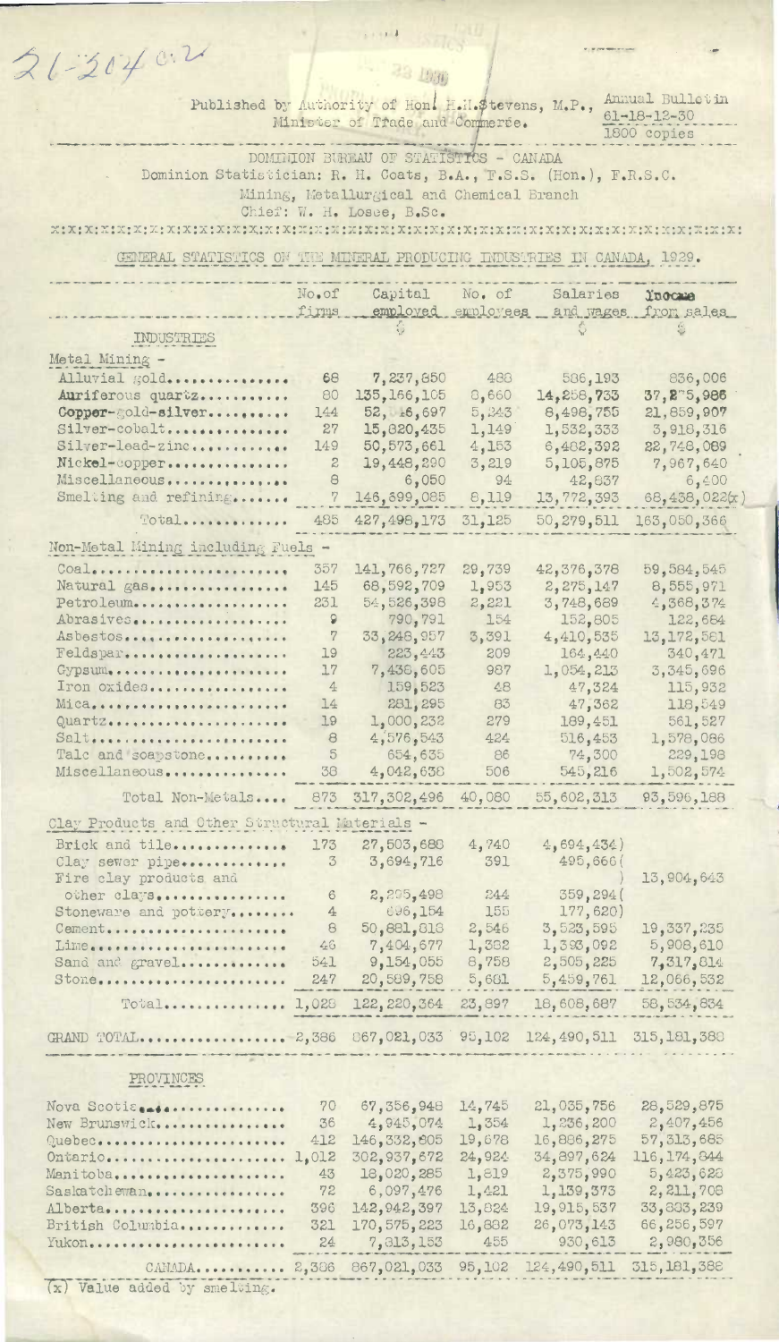21-304 c.2

Published by Authority of Hon. H.H. Stevens, M.P., Minister of Trade and Commerce.

Annual Bulletin 61-18-12-30
1800 copies

DOMINION BUREAU OF STATISTICS - CANADA
Dominion Statistician: R. H. Coats, B.A., F.S.S. (Hon.), F.R.S.C.
Mining, Metallurgical and Chemical Branch
Chief: W. H. Losee, B.Sc.

## GENERAL STATISTICS ON THE MINERAL PRODUCING INDUSTRIES IN CANADA, 1929.

| INDUSTRIES | No. of firms | Capital employed $ | No. of employees | Salaries and wages $ | Income from sales $ |
|---|---|---|---|---|---|
| **Metal Mining -** | | | | | |
| Alluvial gold | 68 | 7,237,850 | 488 | 586,193 | 836,006 |
| Auriferous quartz | 80 | 135,166,105 | 8,860 | 14,258,733 | 37,275,986 |
| Copper-gold-silver | 144 | 52,416,697 | 5,243 | 8,498,755 | 21,859,907 |
| Silver-cobalt | 27 | 15,620,435 | 1,149 | 1,532,333 | 3,918,316 |
| Silver-lead-zinc | 149 | 50,573,661 | 4,153 | 6,482,392 | 22,748,089 |
| Nickel-copper | 2 | 19,448,290 | 3,219 | 5,105,875 | 7,967,640 |
| Miscellaneous | 8 | 6,050 | 94 | 42,837 | 6,400 |
| Smelting and refining | 7 | 146,899,085 | 8,119 | 13,772,393 | 68,438,022(x) |
| Total | 485 | 427,498,173 | 31,125 | 50,279,511 | 163,050,366 |
| **Non-Metal Mining including Fuels -** | | | | | |
| Coal | 357 | 141,766,727 | 29,739 | 42,376,378 | 59,584,545 |
| Natural gas | 145 | 68,592,709 | 1,953 | 2,275,147 | 8,555,971 |
| Petroleum | 231 | 54,526,398 | 2,221 | 3,748,689 | 4,368,374 |
| Abrasives | 9 | 790,791 | 154 | 152,805 | 122,664 |
| Asbestos | 7 | 33,248,957 | 3,391 | 4,410,535 | 13,172,581 |
| Feldspar | 19 | 223,443 | 209 | 164,440 | 340,471 |
| Gypsum | 17 | 7,438,605 | 987 | 1,054,213 | 3,345,696 |
| Iron oxides | 4 | 159,523 | 48 | 47,324 | 115,932 |
| Mica | 14 | 281,295 | 83 | 47,362 | 118,549 |
| Quartz | 19 | 1,000,232 | 279 | 189,451 | 561,527 |
| Salt | 8 | 4,576,543 | 424 | 516,453 | 1,578,086 |
| Talc and soapstone | 5 | 654,635 | 86 | 74,300 | 229,198 |
| Miscellaneous | 38 | 4,042,638 | 506 | 545,216 | 1,502,574 |
| Total Non-Metals | 873 | 317,302,496 | 40,080 | 55,602,313 | 93,596,188 |
| **Clay Products and Other Structural Materials -** | | | | | |
| Brick and tile | 173 | 27,503,688 | 4,740 | 4,694,434) | |
| Clay sewer pipe | 3 | 3,694,716 | 391 | 495,666( | |
| Fire clay products and other clays | 6 | 2,295,498 | 244 | 359,294( | 13,904,643 |
| Stoneware and pottery | 4 | 696,154 | 155 | 177,620) | |
| Cement | 8 | 50,881,818 | 2,546 | 3,523,595 | 19,337,235 |
| Lime | 46 | 7,404,677 | 1,382 | 1,393,092 | 5,908,610 |
| Sand and gravel | 541 | 9,154,055 | 8,758 | 2,505,225 | 7,317,814 |
| Stone | 247 | 20,589,758 | 5,681 | 5,459,761 | 12,066,532 |
| Total | 1,028 | 122,220,364 | 23,897 | 18,608,687 | 58,534,834 |
| GRAND TOTAL | 2,386 | 867,021,033 | 95,102 | 124,490,511 | 315,181,388 |
| **PROVINCES** | | | | | |
| Nova Scotia | 70 | 67,356,948 | 14,745 | 21,035,756 | 28,529,875 |
| New Brunswick | 36 | 4,945,074 | 1,354 | 1,236,200 | 2,407,456 |
| Quebec | 412 | 146,332,805 | 19,678 | 16,886,275 | 57,313,685 |
| Ontario | 1,012 | 302,937,672 | 24,924 | 34,897,624 | 116,174,844 |
| Manitoba | 43 | 18,020,285 | 1,819 | 2,375,990 | 5,423,628 |
| Saskatchewan | 72 | 6,097,476 | 1,421 | 1,139,373 | 2,211,708 |
| Alberta | 396 | 142,942,397 | 13,824 | 19,915,537 | 33,883,239 |
| British Columbia | 321 | 170,575,223 | 16,882 | 26,073,143 | 66,256,597 |
| Yukon | 24 | 7,813,153 | 455 | 930,613 | 2,980,356 |
| CANADA | 2,386 | 867,021,033 | 95,102 | 124,490,511 | 315,181,388 |

(x) Value added by smelting.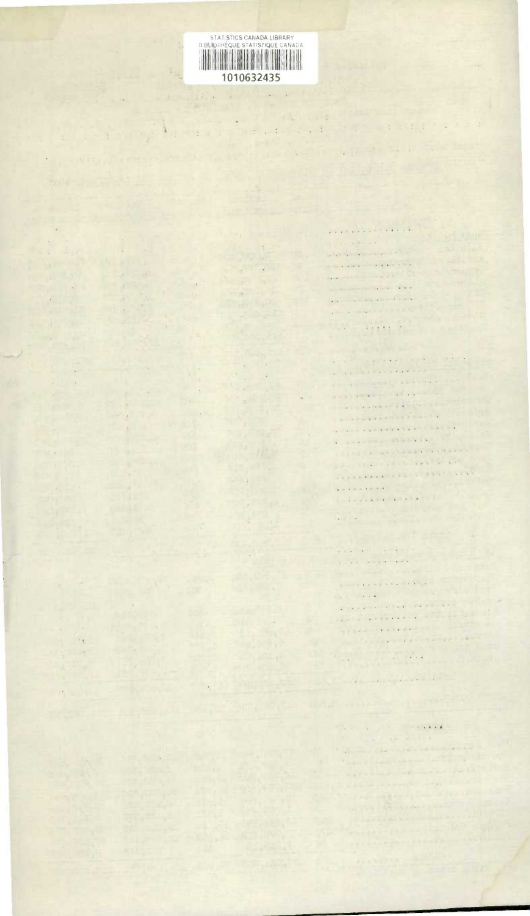STATISTICS CANADA LIBRARY
BIBLIOTHÈQUE STATISTIQUE CANADA

1010632435